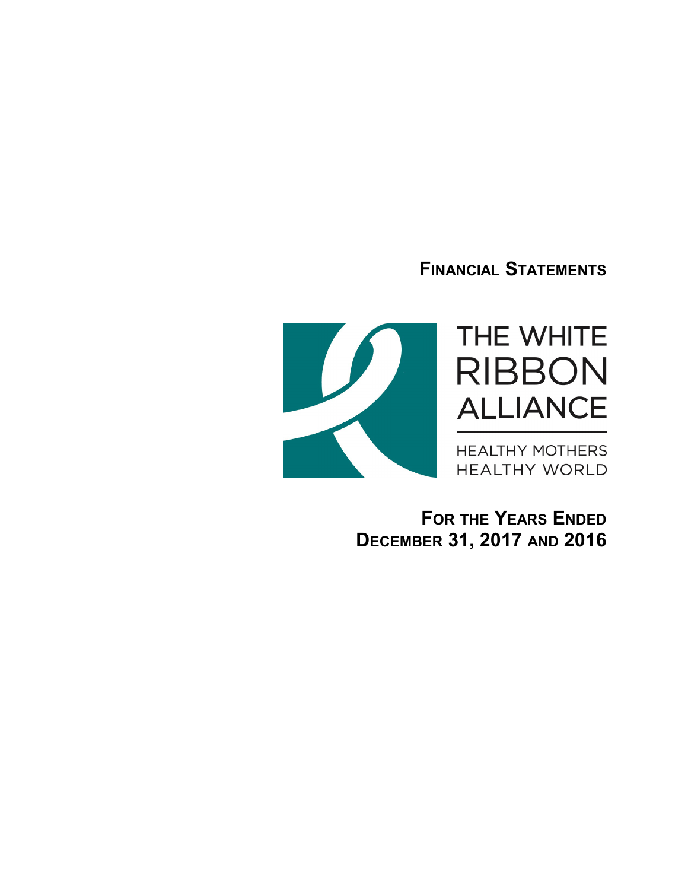# Financial Statements

THE WHITE RIBBON ALLIANCE

HEALTHY MOTHERS HEALTHY WORLD

## For the Years Ended December 31, 2017 and 2016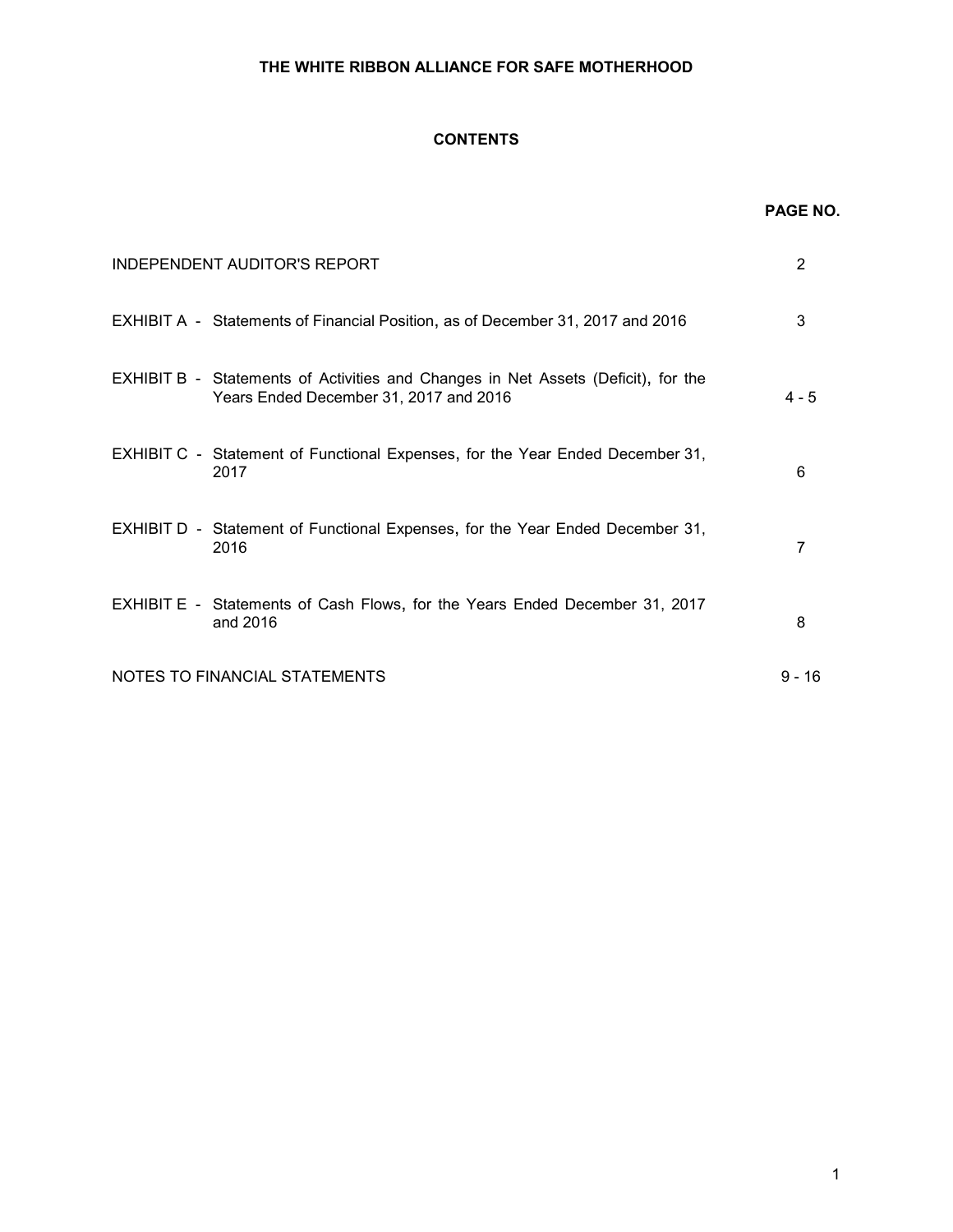**THE WHITE RIBBON ALLIANCE FOR SAFE MOTHERHOOD**

**CONTENTS**

| | | **PAGE NO.** |
|---|---|---|
| INDEPENDENT AUDITOR'S REPORT | | 2 |
| EXHIBIT A - | Statements of Financial Position, as of December 31, 2017 and 2016 | 3 |
| EXHIBIT B - | Statements of Activities and Changes in Net Assets (Deficit), for the Years Ended December 31, 2017 and 2016 | 4 - 5 |
| EXHIBIT C - | Statement of Functional Expenses, for the Year Ended December 31, 2017 | 6 |
| EXHIBIT D - | Statement of Functional Expenses, for the Year Ended December 31, 2016 | 7 |
| EXHIBIT E - | Statements of Cash Flows, for the Years Ended December 31, 2017 and 2016 | 8 |
| NOTES TO FINANCIAL STATEMENTS | | 9 - 16 |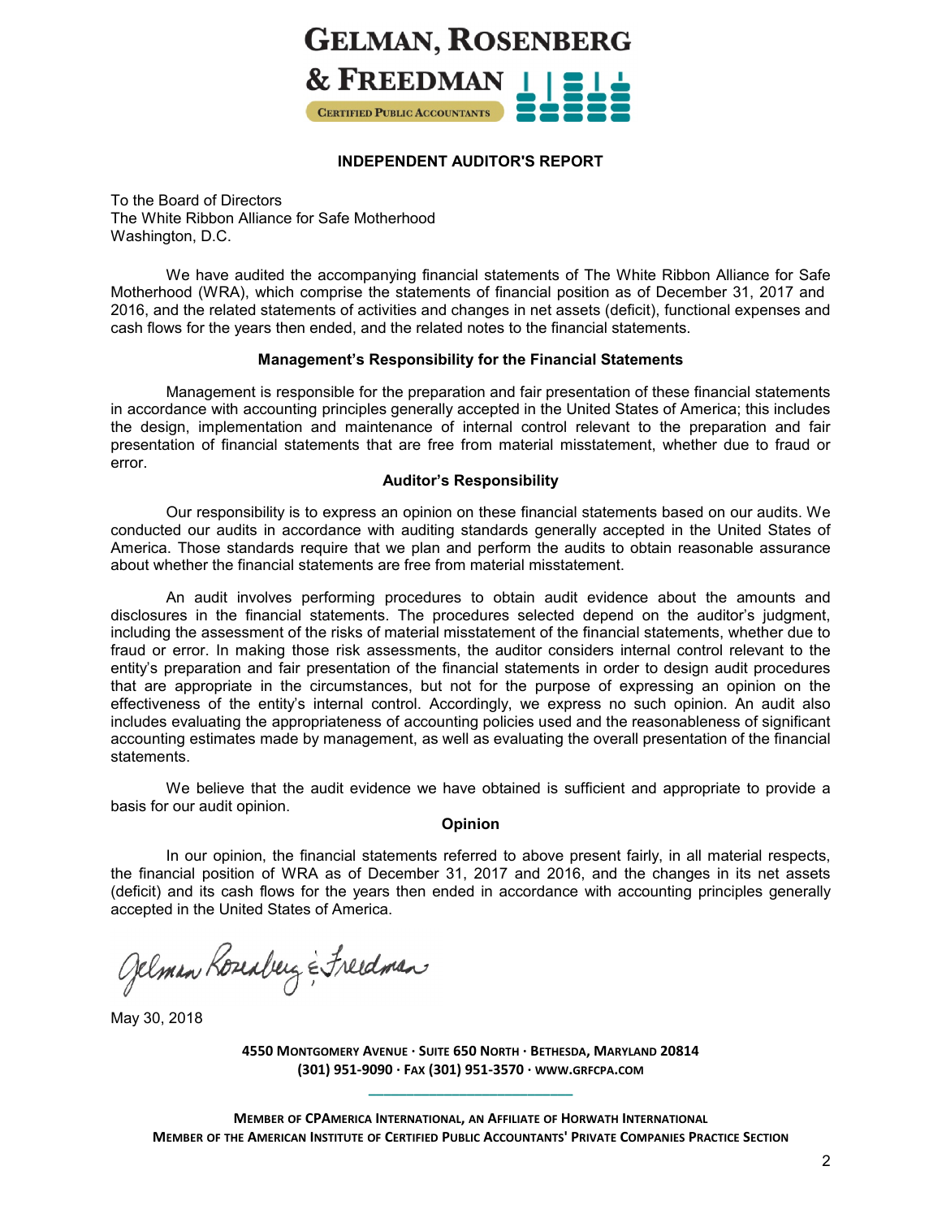# GELMAN, ROSENBERG & FREEDMAN

CERTIFIED PUBLIC ACCOUNTANTS

## INDEPENDENT AUDITOR'S REPORT

To the Board of Directors
The White Ribbon Alliance for Safe Motherhood
Washington, D.C.

We have audited the accompanying financial statements of The White Ribbon Alliance for Safe Motherhood (WRA), which comprise the statements of financial position as of December 31, 2017 and 2016, and the related statements of activities and changes in net assets (deficit), functional expenses and cash flows for the years then ended, and the related notes to the financial statements.

### Management's Responsibility for the Financial Statements

Management is responsible for the preparation and fair presentation of these financial statements in accordance with accounting principles generally accepted in the United States of America; this includes the design, implementation and maintenance of internal control relevant to the preparation and fair presentation of financial statements that are free from material misstatement, whether due to fraud or error.

### Auditor's Responsibility

Our responsibility is to express an opinion on these financial statements based on our audits. We conducted our audits in accordance with auditing standards generally accepted in the United States of America. Those standards require that we plan and perform the audits to obtain reasonable assurance about whether the financial statements are free from material misstatement.

An audit involves performing procedures to obtain audit evidence about the amounts and disclosures in the financial statements. The procedures selected depend on the auditor's judgment, including the assessment of the risks of material misstatement of the financial statements, whether due to fraud or error. In making those risk assessments, the auditor considers internal control relevant to the entity's preparation and fair presentation of the financial statements in order to design audit procedures that are appropriate in the circumstances, but not for the purpose of expressing an opinion on the effectiveness of the entity's internal control. Accordingly, we express no such opinion. An audit also includes evaluating the appropriateness of accounting policies used and the reasonableness of significant accounting estimates made by management, as well as evaluating the overall presentation of the financial statements.

We believe that the audit evidence we have obtained is sufficient and appropriate to provide a basis for our audit opinion.

### Opinion

In our opinion, the financial statements referred to above present fairly, in all material respects, the financial position of WRA as of December 31, 2017 and 2016, and the changes in its net assets (deficit) and its cash flows for the years then ended in accordance with accounting principles generally accepted in the United States of America.

Gelman Rosenberg & Freedman

May 30, 2018

4550 MONTGOMERY AVENUE · SUITE 650 NORTH · BETHESDA, MARYLAND 20814
(301) 951-9090 · FAX (301) 951-3570 · WWW.GRFCPA.COM

MEMBER OF CPAMERICA INTERNATIONAL, AN AFFILIATE OF HORWATH INTERNATIONAL
MEMBER OF THE AMERICAN INSTITUTE OF CERTIFIED PUBLIC ACCOUNTANTS' PRIVATE COMPANIES PRACTICE SECTION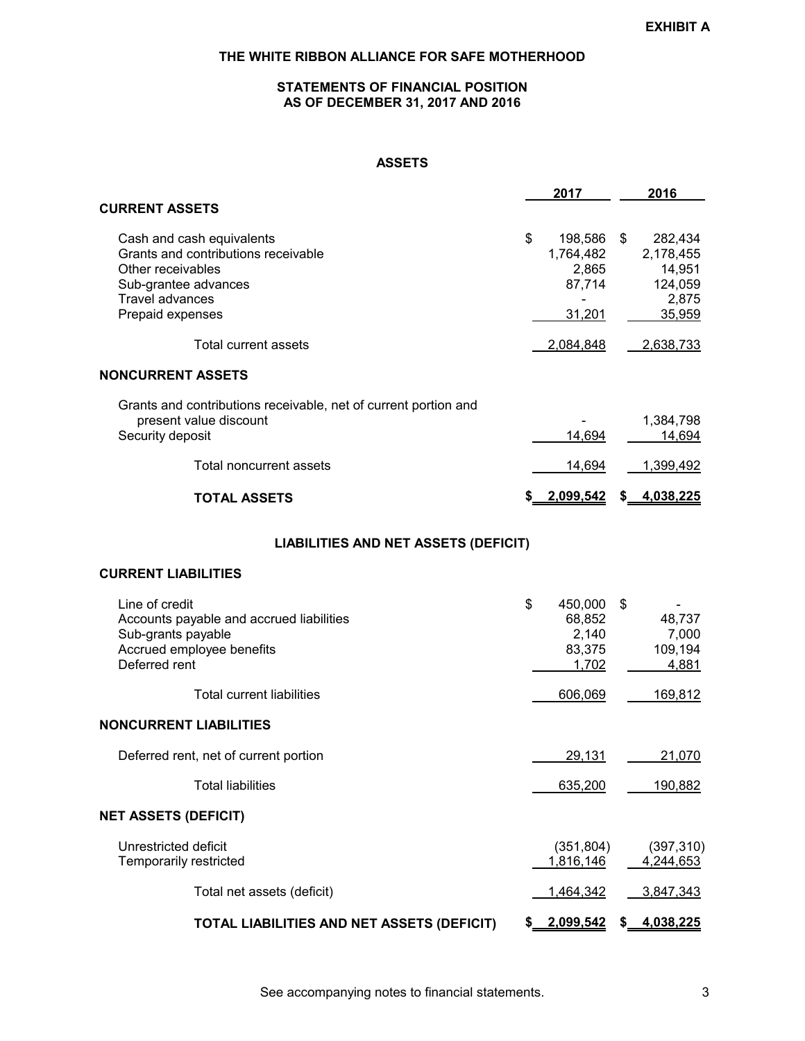**EXHIBIT A**

# THE WHITE RIBBON ALLIANCE FOR SAFE MOTHERHOOD

## STATEMENTS OF FINANCIAL POSITION
## AS OF DECEMBER 31, 2017 AND 2016

### ASSETS

| | 2017 | 2016 |
|---|---|---|
| **CURRENT ASSETS** | | |
| Cash and cash equivalents | $ 198,586 | $ 282,434 |
| Grants and contributions receivable | 1,764,482 | 2,178,455 |
| Other receivables | 2,865 | 14,951 |
| Sub-grantee advances | 87,714 | 124,059 |
| Travel advances | - | 2,875 |
| Prepaid expenses | 31,201 | 35,959 |
| Total current assets | 2,084,848 | 2,638,733 |
| **NONCURRENT ASSETS** | | |
| Grants and contributions receivable, net of current portion and present value discount | - | 1,384,798 |
| Security deposit | 14,694 | 14,694 |
| Total noncurrent assets | 14,694 | 1,399,492 |
| **TOTAL ASSETS** | **$ 2,099,542** | **$ 4,038,225** |

### LIABILITIES AND NET ASSETS (DEFICIT)

| | 2017 | 2016 |
|---|---|---|
| **CURRENT LIABILITIES** | | |
| Line of credit | $ 450,000 | $ - |
| Accounts payable and accrued liabilities | 68,852 | 48,737 |
| Sub-grants payable | 2,140 | 7,000 |
| Accrued employee benefits | 83,375 | 109,194 |
| Deferred rent | 1,702 | 4,881 |
| Total current liabilities | 606,069 | 169,812 |
| **NONCURRENT LIABILITIES** | | |
| Deferred rent, net of current portion | 29,131 | 21,070 |
| Total liabilities | 635,200 | 190,882 |
| **NET ASSETS (DEFICIT)** | | |
| Unrestricted deficit | (351,804) | (397,310) |
| Temporarily restricted | 1,816,146 | 4,244,653 |
| Total net assets (deficit) | 1,464,342 | 3,847,343 |
| **TOTAL LIABILITIES AND NET ASSETS (DEFICIT)** | **$ 2,099,542** | **$ 4,038,225** |

See accompanying notes to financial statements.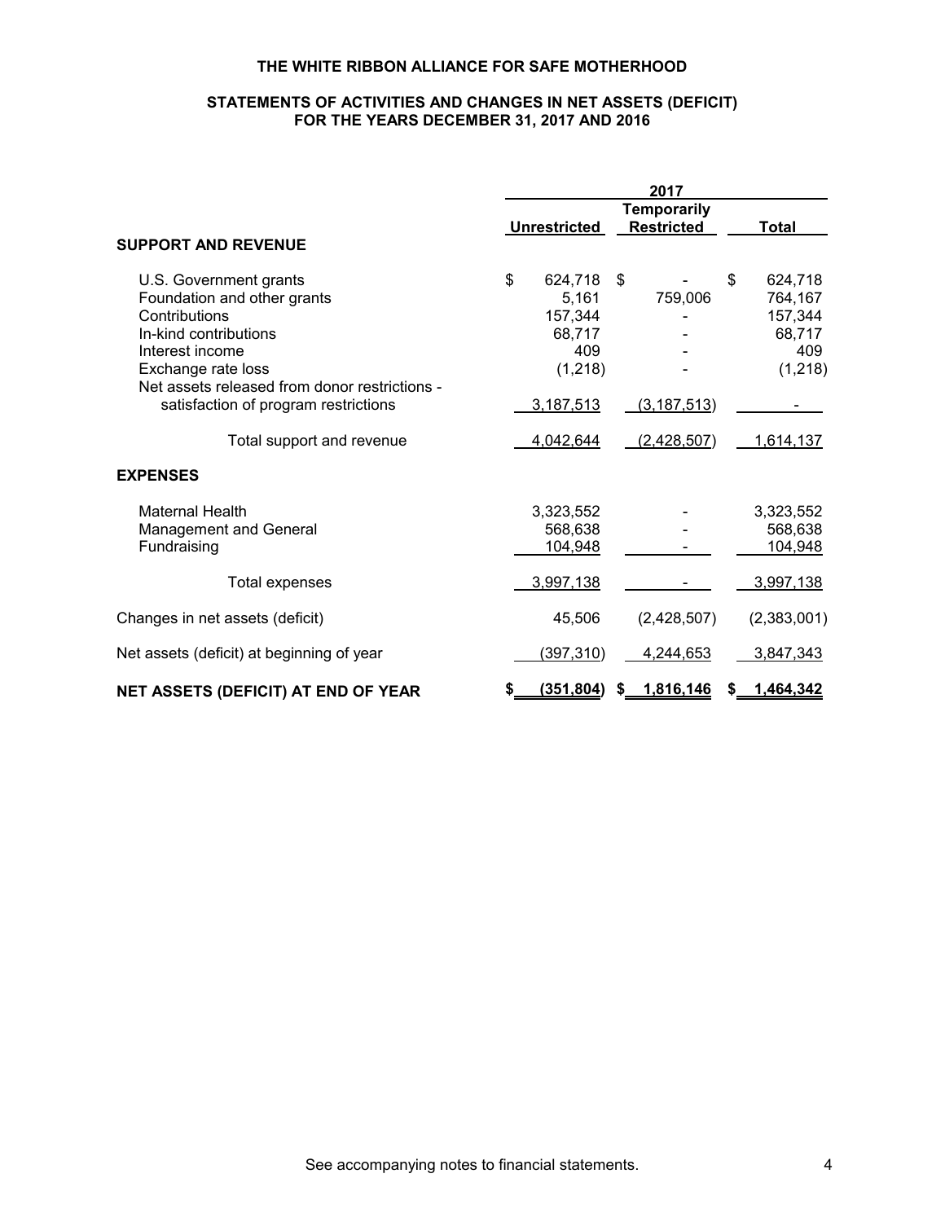# THE WHITE RIBBON ALLIANCE FOR SAFE MOTHERHOOD

## STATEMENTS OF ACTIVITIES AND CHANGES IN NET ASSETS (DEFICIT) FOR THE YEARS DECEMBER 31, 2017 AND 2016

| | 2017 | | |
|---|---|---|---|
| | Unrestricted | Temporarily Restricted | Total |
| **SUPPORT AND REVENUE** | | | |
| U.S. Government grants | $ 624,718 | $ - | $ 624,718 |
| Foundation and other grants | 5,161 | 759,006 | 764,167 |
| Contributions | 157,344 | - | 157,344 |
| In-kind contributions | 68,717 | - | 68,717 |
| Interest income | 409 | - | 409 |
| Exchange rate loss | (1,218) | - | (1,218) |
| Net assets released from donor restrictions - satisfaction of program restrictions | 3,187,513 | (3,187,513) | - |
| Total support and revenue | 4,042,644 | (2,428,507) | 1,614,137 |
| **EXPENSES** | | | |
| Maternal Health | 3,323,552 | - | 3,323,552 |
| Management and General | 568,638 | - | 568,638 |
| Fundraising | 104,948 | - | 104,948 |
| Total expenses | 3,997,138 | - | 3,997,138 |
| Changes in net assets (deficit) | 45,506 | (2,428,507) | (2,383,001) |
| Net assets (deficit) at beginning of year | (397,310) | 4,244,653 | 3,847,343 |
| **NET ASSETS (DEFICIT) AT END OF YEAR** | **$ (351,804)** | **$ 1,816,146** | **$ 1,464,342** |

See accompanying notes to financial statements.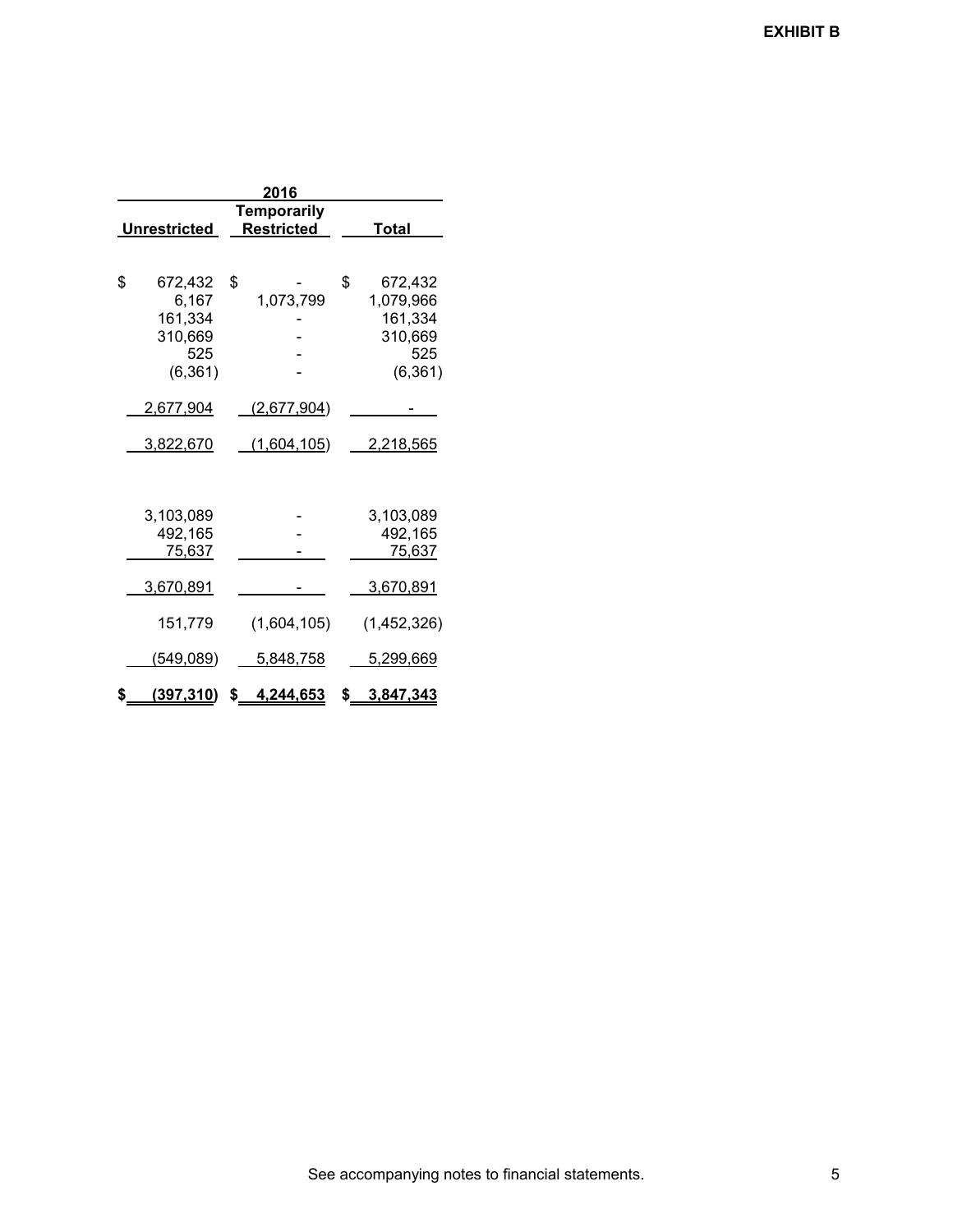**EXHIBIT B**

| 2016 | | |
|---|---|---|
| Unrestricted | Temporarily Restricted | Total |
| $ 672,432 | $ - | $ 672,432 |
| 6,167 | 1,073,799 | 1,079,966 |
| 161,334 | - | 161,334 |
| 310,669 | - | 310,669 |
| 525 | - | 525 |
| (6,361) | - | (6,361) |
| 2,677,904 | (2,677,904) | - |
| 3,822,670 | (1,604,105) | 2,218,565 |
| 3,103,089 | - | 3,103,089 |
| 492,165 | - | 492,165 |
| 75,637 | - | 75,637 |
| 3,670,891 | - | 3,670,891 |
| 151,779 | (1,604,105) | (1,452,326) |
| (549,089) | 5,848,758 | 5,299,669 |
| **$ (397,310)** | **$ 4,244,653** | **$ 3,847,343** |

See accompanying notes to financial statements.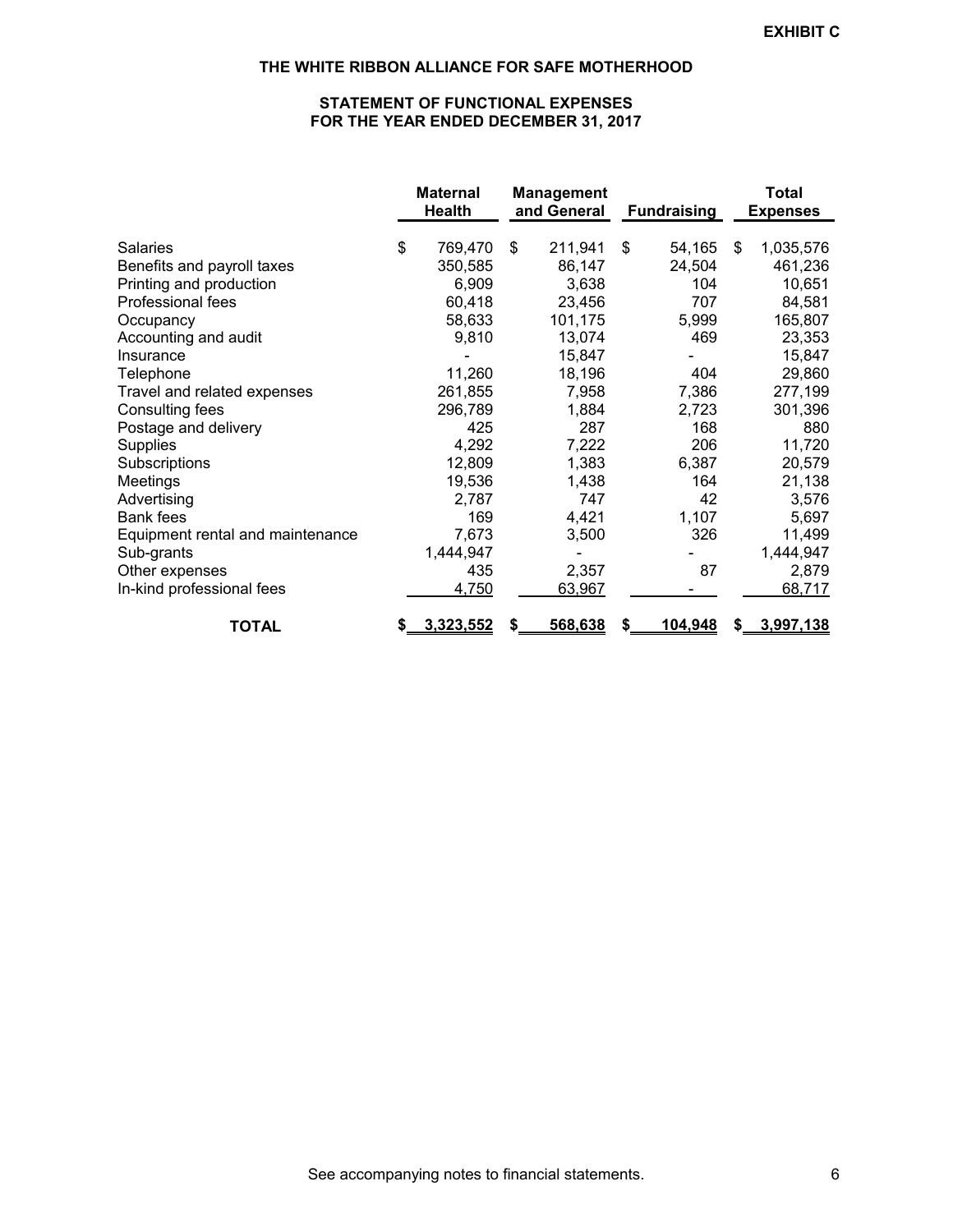**EXHIBIT C**

# THE WHITE RIBBON ALLIANCE FOR SAFE MOTHERHOOD

## STATEMENT OF FUNCTIONAL EXPENSES
## FOR THE YEAR ENDED DECEMBER 31, 2017

| | Maternal Health | Management and General | Fundraising | Total Expenses |
|---|---|---|---|---|
| Salaries | $ 769,470 | $ 211,941 | $ 54,165 | $ 1,035,576 |
| Benefits and payroll taxes | 350,585 | 86,147 | 24,504 | 461,236 |
| Printing and production | 6,909 | 3,638 | 104 | 10,651 |
| Professional fees | 60,418 | 23,456 | 707 | 84,581 |
| Occupancy | 58,633 | 101,175 | 5,999 | 165,807 |
| Accounting and audit | 9,810 | 13,074 | 469 | 23,353 |
| Insurance | - | 15,847 | - | 15,847 |
| Telephone | 11,260 | 18,196 | 404 | 29,860 |
| Travel and related expenses | 261,855 | 7,958 | 7,386 | 277,199 |
| Consulting fees | 296,789 | 1,884 | 2,723 | 301,396 |
| Postage and delivery | 425 | 287 | 168 | 880 |
| Supplies | 4,292 | 7,222 | 206 | 11,720 |
| Subscriptions | 12,809 | 1,383 | 6,387 | 20,579 |
| Meetings | 19,536 | 1,438 | 164 | 21,138 |
| Advertising | 2,787 | 747 | 42 | 3,576 |
| Bank fees | 169 | 4,421 | 1,107 | 5,697 |
| Equipment rental and maintenance | 7,673 | 3,500 | 326 | 11,499 |
| Sub-grants | 1,444,947 | - | - | 1,444,947 |
| Other expenses | 435 | 2,357 | 87 | 2,879 |
| In-kind professional fees | 4,750 | 63,967 | - | 68,717 |
| **TOTAL** | **$ 3,323,552** | **$ 568,638** | **$ 104,948** | **$ 3,997,138** |

See accompanying notes to financial statements.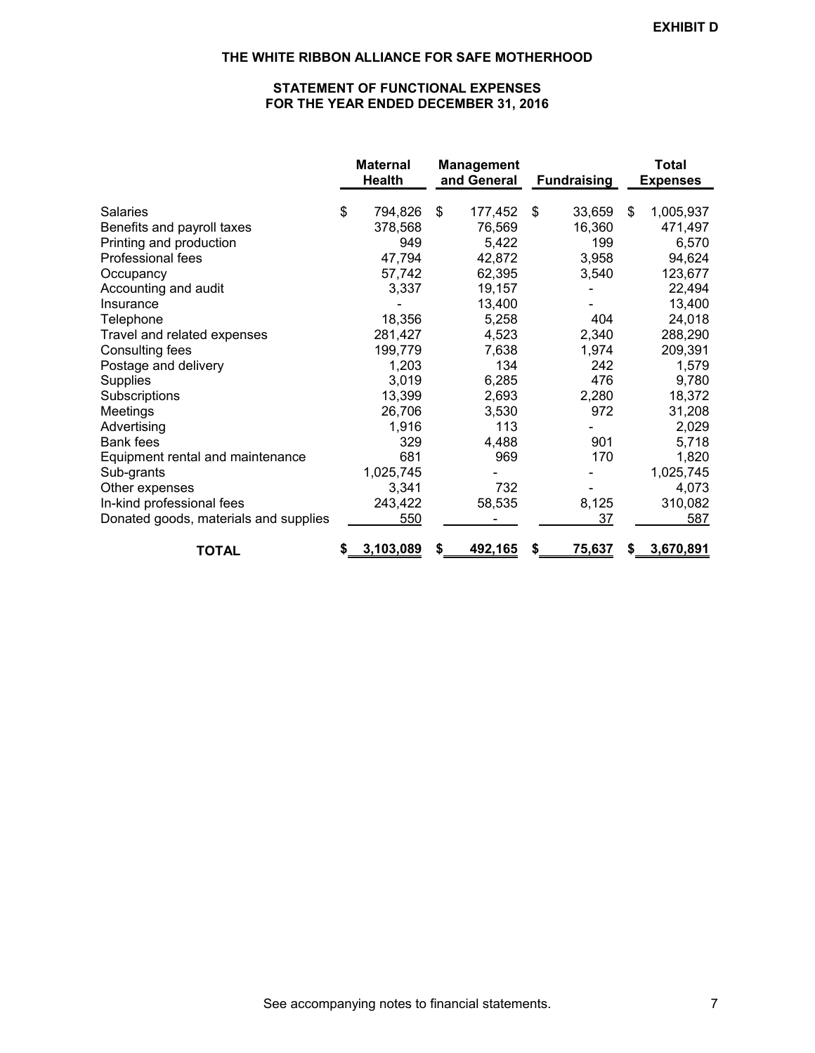**EXHIBIT D**

# THE WHITE RIBBON ALLIANCE FOR SAFE MOTHERHOOD

## STATEMENT OF FUNCTIONAL EXPENSES
## FOR THE YEAR ENDED DECEMBER 31, 2016

| | Maternal Health | Management and General | Fundraising | Total Expenses |
|---|---|---|---|---|
| Salaries | $ 794,826 | $ 177,452 | $ 33,659 | $ 1,005,937 |
| Benefits and payroll taxes | 378,568 | 76,569 | 16,360 | 471,497 |
| Printing and production | 949 | 5,422 | 199 | 6,570 |
| Professional fees | 47,794 | 42,872 | 3,958 | 94,624 |
| Occupancy | 57,742 | 62,395 | 3,540 | 123,677 |
| Accounting and audit | 3,337 | 19,157 | - | 22,494 |
| Insurance | - | 13,400 | - | 13,400 |
| Telephone | 18,356 | 5,258 | 404 | 24,018 |
| Travel and related expenses | 281,427 | 4,523 | 2,340 | 288,290 |
| Consulting fees | 199,779 | 7,638 | 1,974 | 209,391 |
| Postage and delivery | 1,203 | 134 | 242 | 1,579 |
| Supplies | 3,019 | 6,285 | 476 | 9,780 |
| Subscriptions | 13,399 | 2,693 | 2,280 | 18,372 |
| Meetings | 26,706 | 3,530 | 972 | 31,208 |
| Advertising | 1,916 | 113 | - | 2,029 |
| Bank fees | 329 | 4,488 | 901 | 5,718 |
| Equipment rental and maintenance | 681 | 969 | 170 | 1,820 |
| Sub-grants | 1,025,745 | - | - | 1,025,745 |
| Other expenses | 3,341 | 732 | - | 4,073 |
| In-kind professional fees | 243,422 | 58,535 | 8,125 | 310,082 |
| Donated goods, materials and supplies | 550 | - | 37 | 587 |
| **TOTAL** | **$ 3,103,089** | **$ 492,165** | **$ 75,637** | **$ 3,670,891** |

See accompanying notes to financial statements.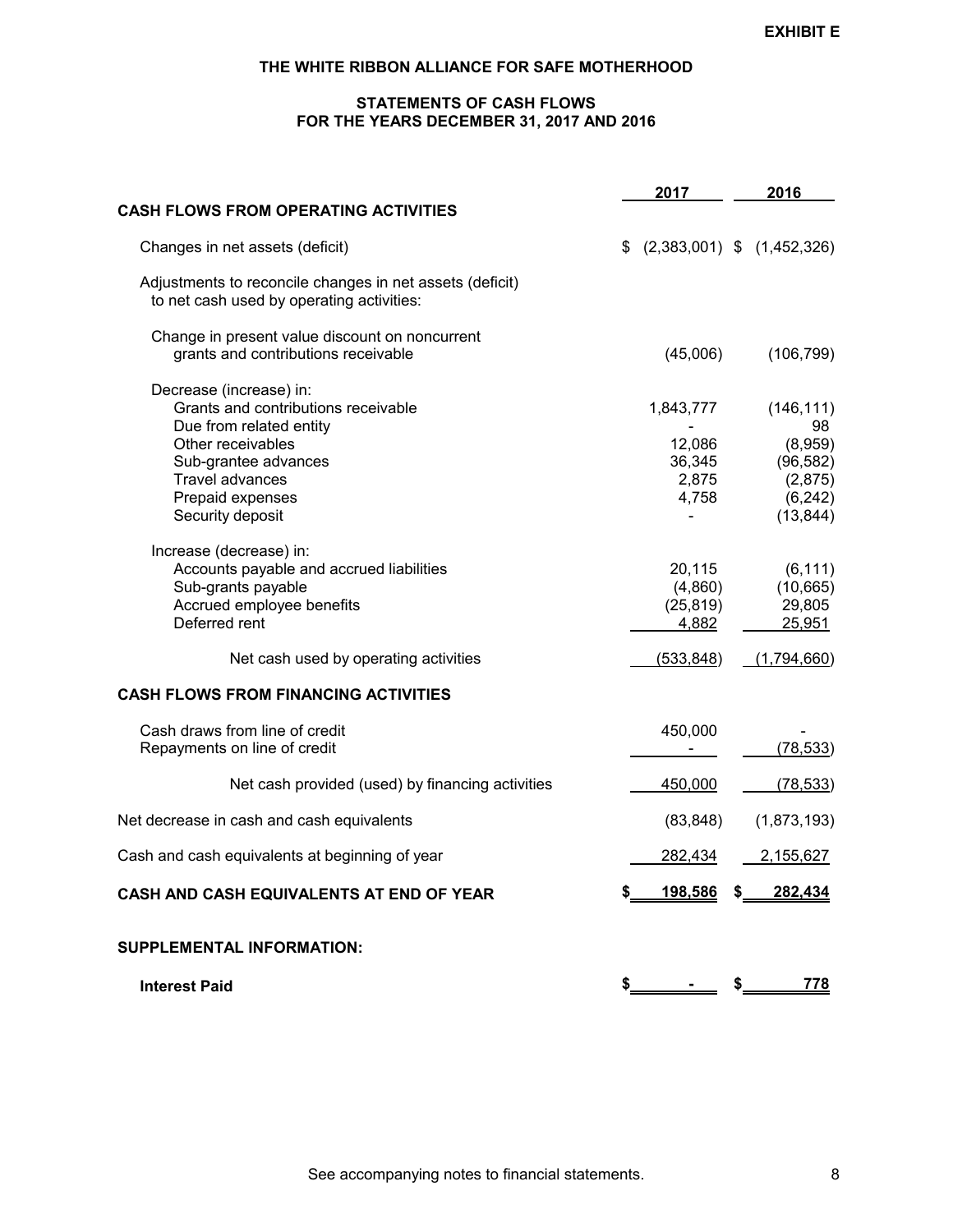**EXHIBIT E**

# THE WHITE RIBBON ALLIANCE FOR SAFE MOTHERHOOD

## STATEMENTS OF CASH FLOWS
## FOR THE YEARS DECEMBER 31, 2017 AND 2016

| | 2017 | 2016 |
|---|---|---|
| **CASH FLOWS FROM OPERATING ACTIVITIES** | | |
| Changes in net assets (deficit) | $ (2,383,001) | $ (1,452,326) |
| Adjustments to reconcile changes in net assets (deficit) to net cash used by operating activities: | | |
| Change in present value discount on noncurrent grants and contributions receivable | (45,006) | (106,799) |
| Decrease (increase) in: | | |
| Grants and contributions receivable | 1,843,777 | (146,111) |
| Due from related entity | - | 98 |
| Other receivables | 12,086 | (8,959) |
| Sub-grantee advances | 36,345 | (96,582) |
| Travel advances | 2,875 | (2,875) |
| Prepaid expenses | 4,758 | (6,242) |
| Security deposit | - | (13,844) |
| Increase (decrease) in: | | |
| Accounts payable and accrued liabilities | 20,115 | (6,111) |
| Sub-grants payable | (4,860) | (10,665) |
| Accrued employee benefits | (25,819) | 29,805 |
| Deferred rent | 4,882 | 25,951 |
| Net cash used by operating activities | (533,848) | (1,794,660) |
| **CASH FLOWS FROM FINANCING ACTIVITIES** | | |
| Cash draws from line of credit | 450,000 | - |
| Repayments on line of credit | - | (78,533) |
| Net cash provided (used) by financing activities | 450,000 | (78,533) |
| Net decrease in cash and cash equivalents | (83,848) | (1,873,193) |
| Cash and cash equivalents at beginning of year | 282,434 | 2,155,627 |
| **CASH AND CASH EQUIVALENTS AT END OF YEAR** | **$ 198,586** | **$ 282,434** |
| **SUPPLEMENTAL INFORMATION:** | | |
| **Interest Paid** | **$ -** | **$ 778** |

See accompanying notes to financial statements.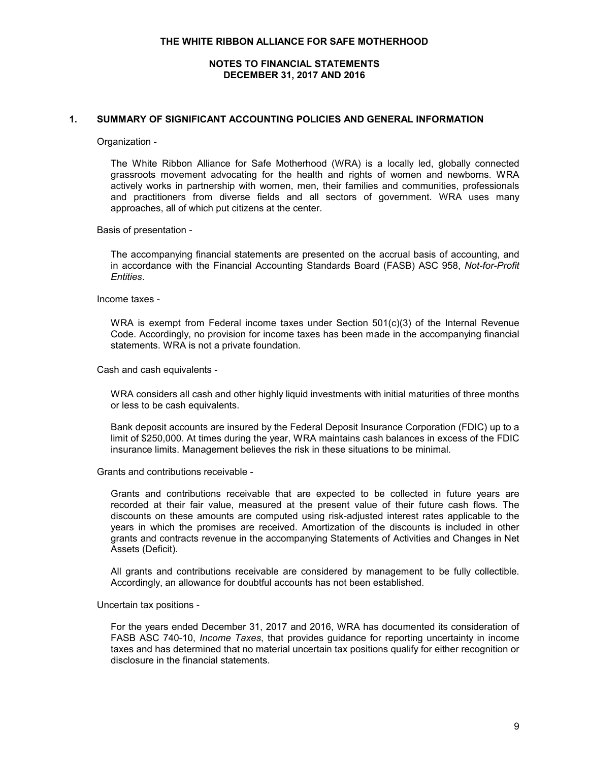# THE WHITE RIBBON ALLIANCE FOR SAFE MOTHERHOOD

## NOTES TO FINANCIAL STATEMENTS
## DECEMBER 31, 2017 AND 2016

### 1. SUMMARY OF SIGNIFICANT ACCOUNTING POLICIES AND GENERAL INFORMATION

Organization -

The White Ribbon Alliance for Safe Motherhood (WRA) is a locally led, globally connected grassroots movement advocating for the health and rights of women and newborns. WRA actively works in partnership with women, men, their families and communities, professionals and practitioners from diverse fields and all sectors of government. WRA uses many approaches, all of which put citizens at the center.

Basis of presentation -

The accompanying financial statements are presented on the accrual basis of accounting, and in accordance with the Financial Accounting Standards Board (FASB) ASC 958, *Not-for-Profit Entities*.

Income taxes -

WRA is exempt from Federal income taxes under Section 501(c)(3) of the Internal Revenue Code. Accordingly, no provision for income taxes has been made in the accompanying financial statements. WRA is not a private foundation.

Cash and cash equivalents -

WRA considers all cash and other highly liquid investments with initial maturities of three months or less to be cash equivalents.

Bank deposit accounts are insured by the Federal Deposit Insurance Corporation (FDIC) up to a limit of $250,000. At times during the year, WRA maintains cash balances in excess of the FDIC insurance limits. Management believes the risk in these situations to be minimal.

Grants and contributions receivable -

Grants and contributions receivable that are expected to be collected in future years are recorded at their fair value, measured at the present value of their future cash flows. The discounts on these amounts are computed using risk-adjusted interest rates applicable to the years in which the promises are received. Amortization of the discounts is included in other grants and contracts revenue in the accompanying Statements of Activities and Changes in Net Assets (Deficit).

All grants and contributions receivable are considered by management to be fully collectible. Accordingly, an allowance for doubtful accounts has not been established.

Uncertain tax positions -

For the years ended December 31, 2017 and 2016, WRA has documented its consideration of FASB ASC 740-10, *Income Taxes*, that provides guidance for reporting uncertainty in income taxes and has determined that no material uncertain tax positions qualify for either recognition or disclosure in the financial statements.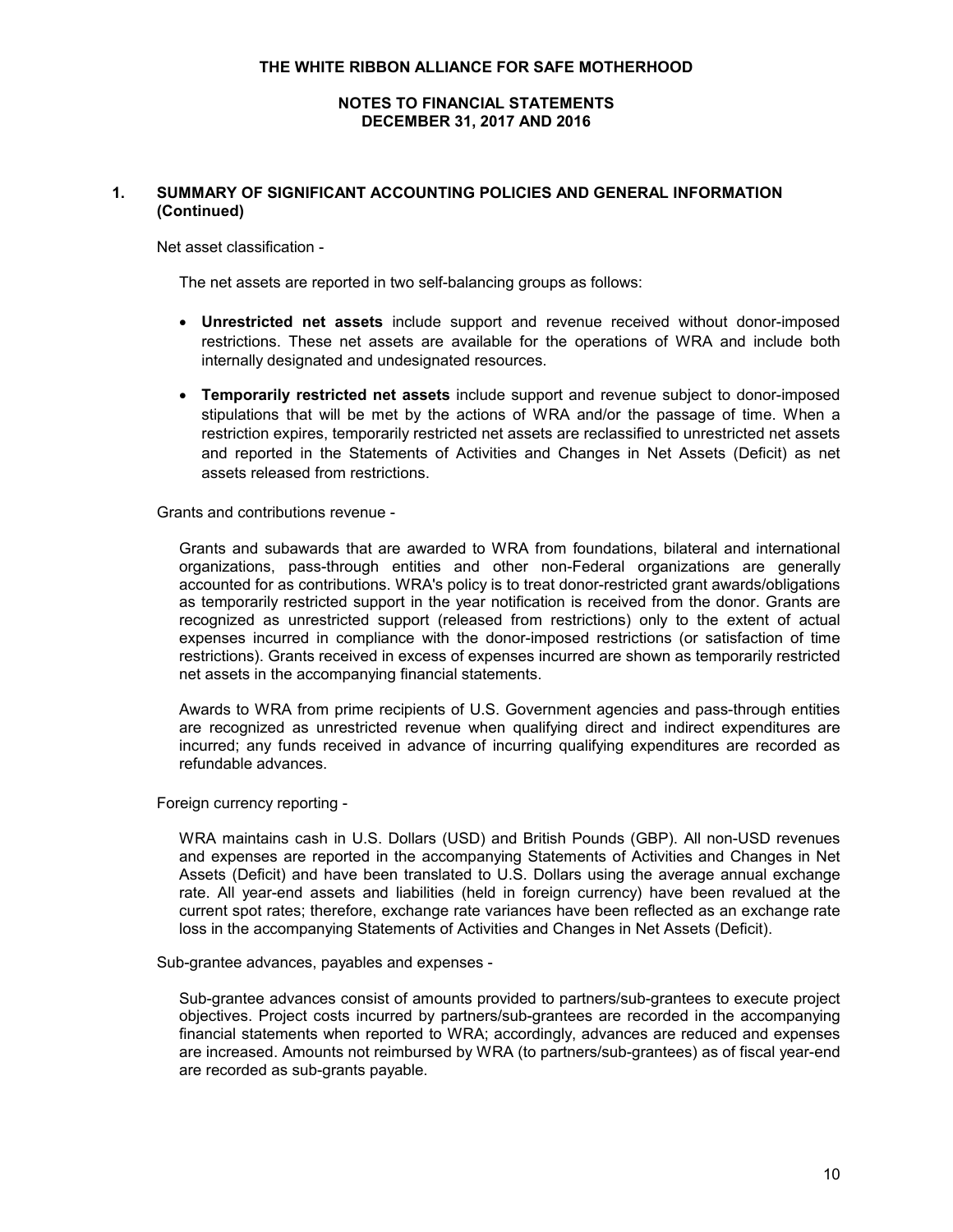# THE WHITE RIBBON ALLIANCE FOR SAFE MOTHERHOOD

## NOTES TO FINANCIAL STATEMENTS
## DECEMBER 31, 2017 AND 2016

### 1. SUMMARY OF SIGNIFICANT ACCOUNTING POLICIES AND GENERAL INFORMATION (Continued)

Net asset classification -

The net assets are reported in two self-balancing groups as follows:

- **Unrestricted net assets** include support and revenue received without donor-imposed restrictions. These net assets are available for the operations of WRA and include both internally designated and undesignated resources.
- **Temporarily restricted net assets** include support and revenue subject to donor-imposed stipulations that will be met by the actions of WRA and/or the passage of time. When a restriction expires, temporarily restricted net assets are reclassified to unrestricted net assets and reported in the Statements of Activities and Changes in Net Assets (Deficit) as net assets released from restrictions.

Grants and contributions revenue -

Grants and subawards that are awarded to WRA from foundations, bilateral and international organizations, pass-through entities and other non-Federal organizations are generally accounted for as contributions. WRA's policy is to treat donor-restricted grant awards/obligations as temporarily restricted support in the year notification is received from the donor. Grants are recognized as unrestricted support (released from restrictions) only to the extent of actual expenses incurred in compliance with the donor-imposed restrictions (or satisfaction of time restrictions). Grants received in excess of expenses incurred are shown as temporarily restricted net assets in the accompanying financial statements.

Awards to WRA from prime recipients of U.S. Government agencies and pass-through entities are recognized as unrestricted revenue when qualifying direct and indirect expenditures are incurred; any funds received in advance of incurring qualifying expenditures are recorded as refundable advances.

Foreign currency reporting -

WRA maintains cash in U.S. Dollars (USD) and British Pounds (GBP). All non-USD revenues and expenses are reported in the accompanying Statements of Activities and Changes in Net Assets (Deficit) and have been translated to U.S. Dollars using the average annual exchange rate. All year-end assets and liabilities (held in foreign currency) have been revalued at the current spot rates; therefore, exchange rate variances have been reflected as an exchange rate loss in the accompanying Statements of Activities and Changes in Net Assets (Deficit).

Sub-grantee advances, payables and expenses -

Sub-grantee advances consist of amounts provided to partners/sub-grantees to execute project objectives. Project costs incurred by partners/sub-grantees are recorded in the accompanying financial statements when reported to WRA; accordingly, advances are reduced and expenses are increased. Amounts not reimbursed by WRA (to partners/sub-grantees) as of fiscal year-end are recorded as sub-grants payable.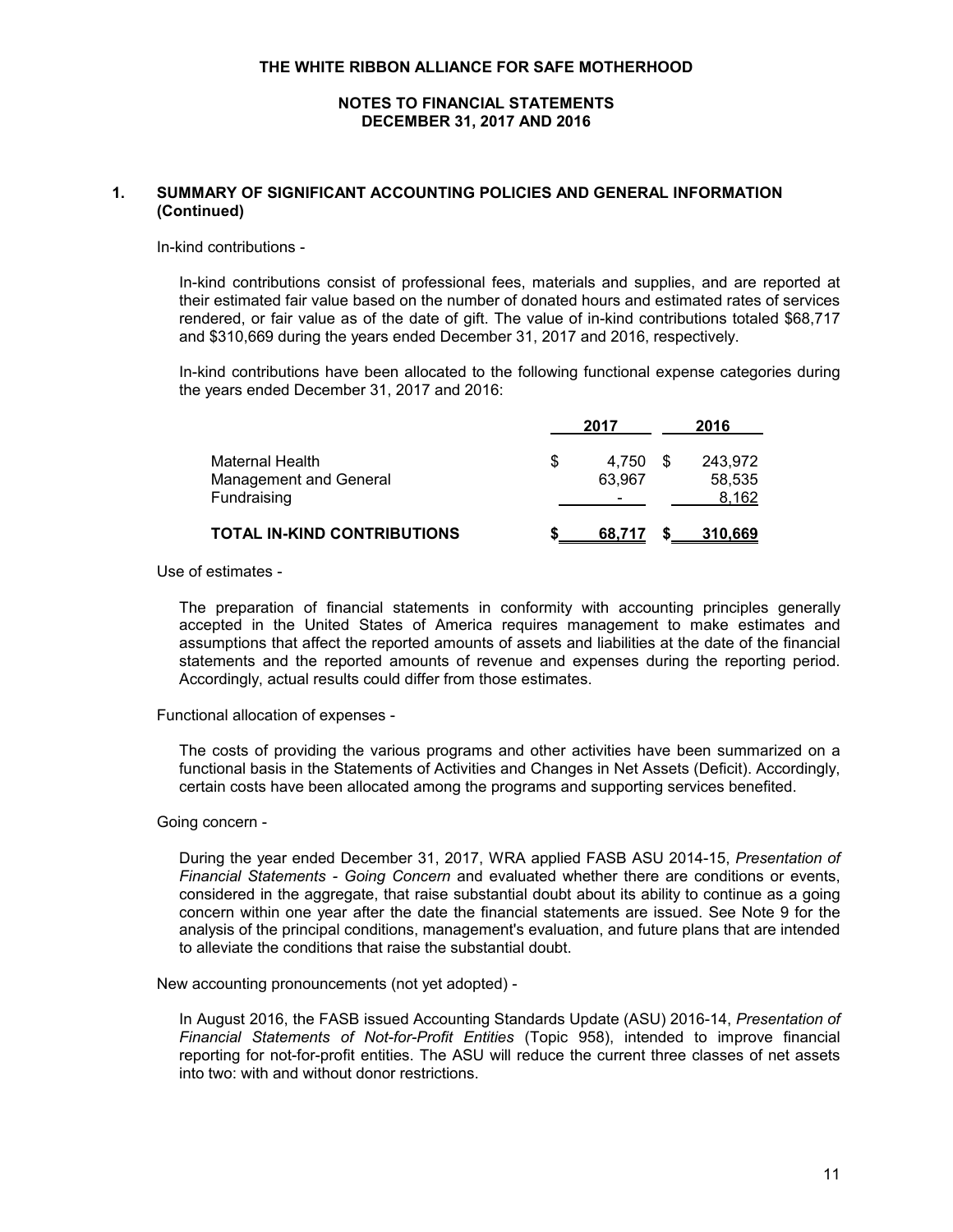## 1. SUMMARY OF SIGNIFICANT ACCOUNTING POLICIES AND GENERAL INFORMATION (Continued)

In-kind contributions -

In-kind contributions consist of professional fees, materials and supplies, and are reported at their estimated fair value based on the number of donated hours and estimated rates of services rendered, or fair value as of the date of gift. The value of in-kind contributions totaled $68,717 and $310,669 during the years ended December 31, 2017 and 2016, respectively.

In-kind contributions have been allocated to the following functional expense categories during the years ended December 31, 2017 and 2016:

| | 2017 | 2016 |
|---|---|---|
| Maternal Health | $ 4,750 | $ 243,972 |
| Management and General | 63,967 | 58,535 |
| Fundraising | - | 8,162 |
| **TOTAL IN-KIND CONTRIBUTIONS** | **$ 68,717** | **$ 310,669** |

Use of estimates -

The preparation of financial statements in conformity with accounting principles generally accepted in the United States of America requires management to make estimates and assumptions that affect the reported amounts of assets and liabilities at the date of the financial statements and the reported amounts of revenue and expenses during the reporting period. Accordingly, actual results could differ from those estimates.

Functional allocation of expenses -

The costs of providing the various programs and other activities have been summarized on a functional basis in the Statements of Activities and Changes in Net Assets (Deficit). Accordingly, certain costs have been allocated among the programs and supporting services benefited.

Going concern -

During the year ended December 31, 2017, WRA applied FASB ASU 2014-15, *Presentation of Financial Statements - Going Concern* and evaluated whether there are conditions or events, considered in the aggregate, that raise substantial doubt about its ability to continue as a going concern within one year after the date the financial statements are issued. See Note 9 for the analysis of the principal conditions, management's evaluation, and future plans that are intended to alleviate the conditions that raise the substantial doubt.

New accounting pronouncements (not yet adopted) -

In August 2016, the FASB issued Accounting Standards Update (ASU) 2016-14, *Presentation of Financial Statements of Not-for-Profit Entities* (Topic 958), intended to improve financial reporting for not-for-profit entities. The ASU will reduce the current three classes of net assets into two: with and without donor restrictions.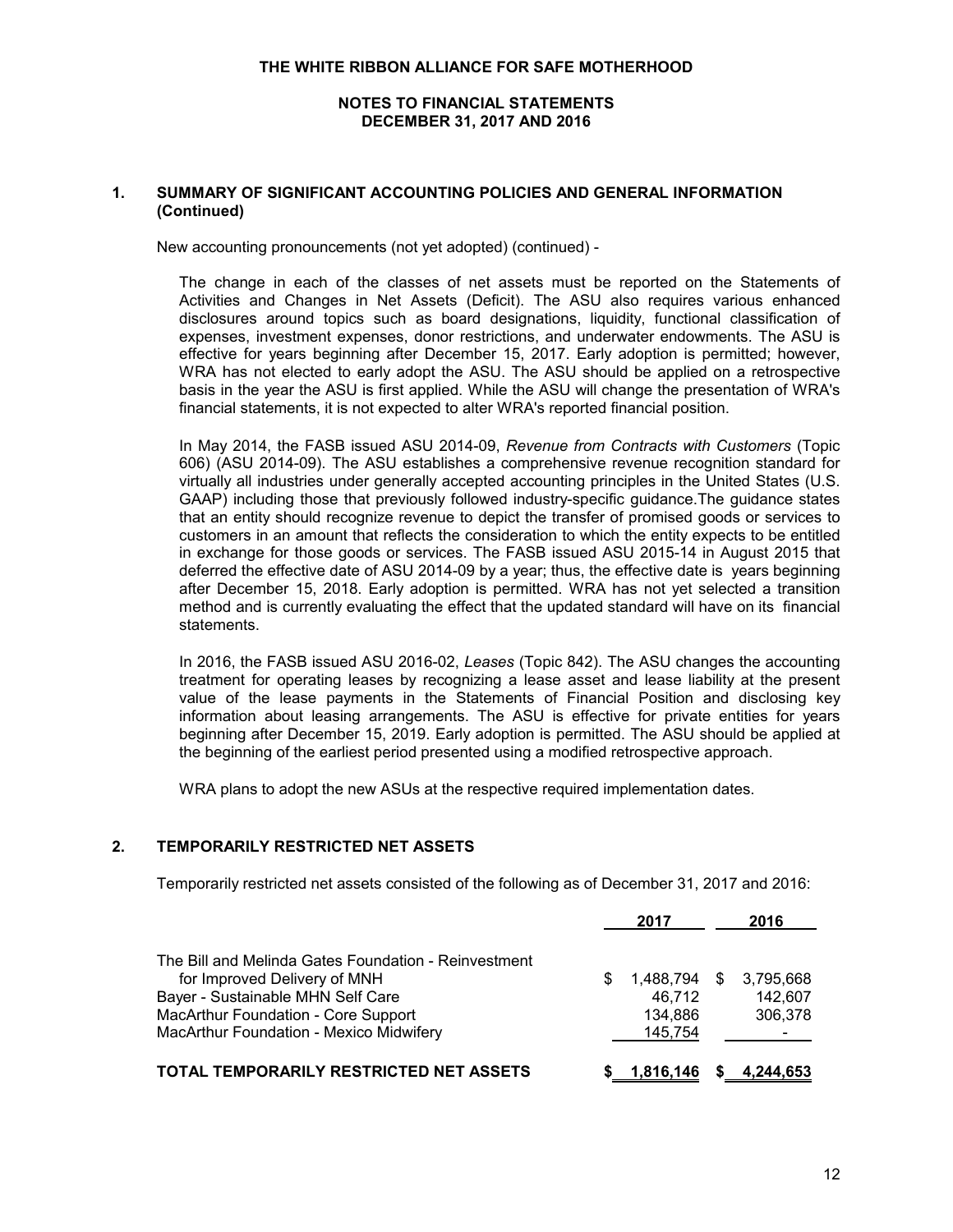## 1. SUMMARY OF SIGNIFICANT ACCOUNTING POLICIES AND GENERAL INFORMATION (Continued)

New accounting pronouncements (not yet adopted) (continued) -

The change in each of the classes of net assets must be reported on the Statements of Activities and Changes in Net Assets (Deficit). The ASU also requires various enhanced disclosures around topics such as board designations, liquidity, functional classification of expenses, investment expenses, donor restrictions, and underwater endowments. The ASU is effective for years beginning after December 15, 2017. Early adoption is permitted; however, WRA has not elected to early adopt the ASU. The ASU should be applied on a retrospective basis in the year the ASU is first applied. While the ASU will change the presentation of WRA's financial statements, it is not expected to alter WRA's reported financial position.

In May 2014, the FASB issued ASU 2014-09, *Revenue from Contracts with Customers* (Topic 606) (ASU 2014-09). The ASU establishes a comprehensive revenue recognition standard for virtually all industries under generally accepted accounting principles in the United States (U.S. GAAP) including those that previously followed industry-specific guidance.The guidance states that an entity should recognize revenue to depict the transfer of promised goods or services to customers in an amount that reflects the consideration to which the entity expects to be entitled in exchange for those goods or services. The FASB issued ASU 2015-14 in August 2015 that deferred the effective date of ASU 2014-09 by a year; thus, the effective date is years beginning after December 15, 2018. Early adoption is permitted. WRA has not yet selected a transition method and is currently evaluating the effect that the updated standard will have on its financial statements.

In 2016, the FASB issued ASU 2016-02, *Leases* (Topic 842). The ASU changes the accounting treatment for operating leases by recognizing a lease asset and lease liability at the present value of the lease payments in the Statements of Financial Position and disclosing key information about leasing arrangements. The ASU is effective for private entities for years beginning after December 15, 2019. Early adoption is permitted. The ASU should be applied at the beginning of the earliest period presented using a modified retrospective approach.

WRA plans to adopt the new ASUs at the respective required implementation dates.

## 2. TEMPORARILY RESTRICTED NET ASSETS

Temporarily restricted net assets consisted of the following as of December 31, 2017 and 2016:

| | 2017 | 2016 |
|---|---|---|
| The Bill and Melinda Gates Foundation - Reinvestment for Improved Delivery of MNH | $ 1,488,794 | $ 3,795,668 |
| Bayer - Sustainable MHN Self Care | 46,712 | 142,607 |
| MacArthur Foundation - Core Support | 134,886 | 306,378 |
| MacArthur Foundation - Mexico Midwifery | 145,754 | - |
| **TOTAL TEMPORARILY RESTRICTED NET ASSETS** | **$ 1,816,146** | **$ 4,244,653** |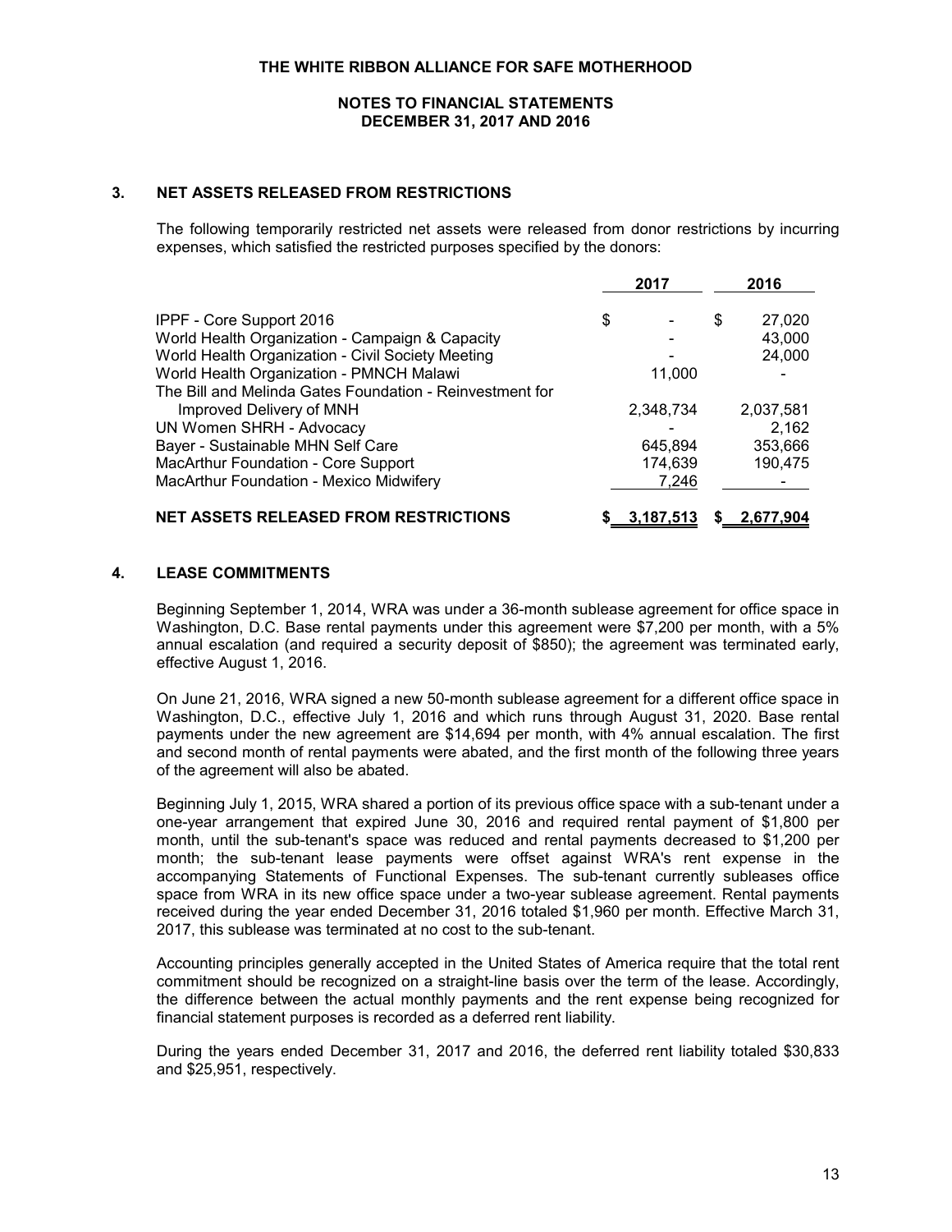THE WHITE RIBBON ALLIANCE FOR SAFE MOTHERHOOD

NOTES TO FINANCIAL STATEMENTS
DECEMBER 31, 2017 AND 2016

## 3. NET ASSETS RELEASED FROM RESTRICTIONS

The following temporarily restricted net assets were released from donor restrictions by incurring expenses, which satisfied the restricted purposes specified by the donors:

| | 2017 | 2016 |
|---|---|---|
| IPPF - Core Support 2016 | $ - | $ 27,020 |
| World Health Organization - Campaign & Capacity | - | 43,000 |
| World Health Organization - Civil Society Meeting | - | 24,000 |
| World Health Organization - PMNCH Malawi | 11,000 | - |
| The Bill and Melinda Gates Foundation - Reinvestment for Improved Delivery of MNH | 2,348,734 | 2,037,581 |
| UN Women SHRH - Advocacy | - | 2,162 |
| Bayer - Sustainable MHN Self Care | 645,894 | 353,666 |
| MacArthur Foundation - Core Support | 174,639 | 190,475 |
| MacArthur Foundation - Mexico Midwifery | 7,246 | - |
| **NET ASSETS RELEASED FROM RESTRICTIONS** | **$ 3,187,513** | **$ 2,677,904** |

## 4. LEASE COMMITMENTS

Beginning September 1, 2014, WRA was under a 36-month sublease agreement for office space in Washington, D.C. Base rental payments under this agreement were $7,200 per month, with a 5% annual escalation (and required a security deposit of $850); the agreement was terminated early, effective August 1, 2016.

On June 21, 2016, WRA signed a new 50-month sublease agreement for a different office space in Washington, D.C., effective July 1, 2016 and which runs through August 31, 2020. Base rental payments under the new agreement are $14,694 per month, with 4% annual escalation. The first and second month of rental payments were abated, and the first month of the following three years of the agreement will also be abated.

Beginning July 1, 2015, WRA shared a portion of its previous office space with a sub-tenant under a one-year arrangement that expired June 30, 2016 and required rental payment of $1,800 per month, until the sub-tenant's space was reduced and rental payments decreased to $1,200 per month; the sub-tenant lease payments were offset against WRA's rent expense in the accompanying Statements of Functional Expenses. The sub-tenant currently subleases office space from WRA in its new office space under a two-year sublease agreement. Rental payments received during the year ended December 31, 2016 totaled $1,960 per month. Effective March 31, 2017, this sublease was terminated at no cost to the sub-tenant.

Accounting principles generally accepted in the United States of America require that the total rent commitment should be recognized on a straight-line basis over the term of the lease. Accordingly, the difference between the actual monthly payments and the rent expense being recognized for financial statement purposes is recorded as a deferred rent liability.

During the years ended December 31, 2017 and 2016, the deferred rent liability totaled $30,833 and $25,951, respectively.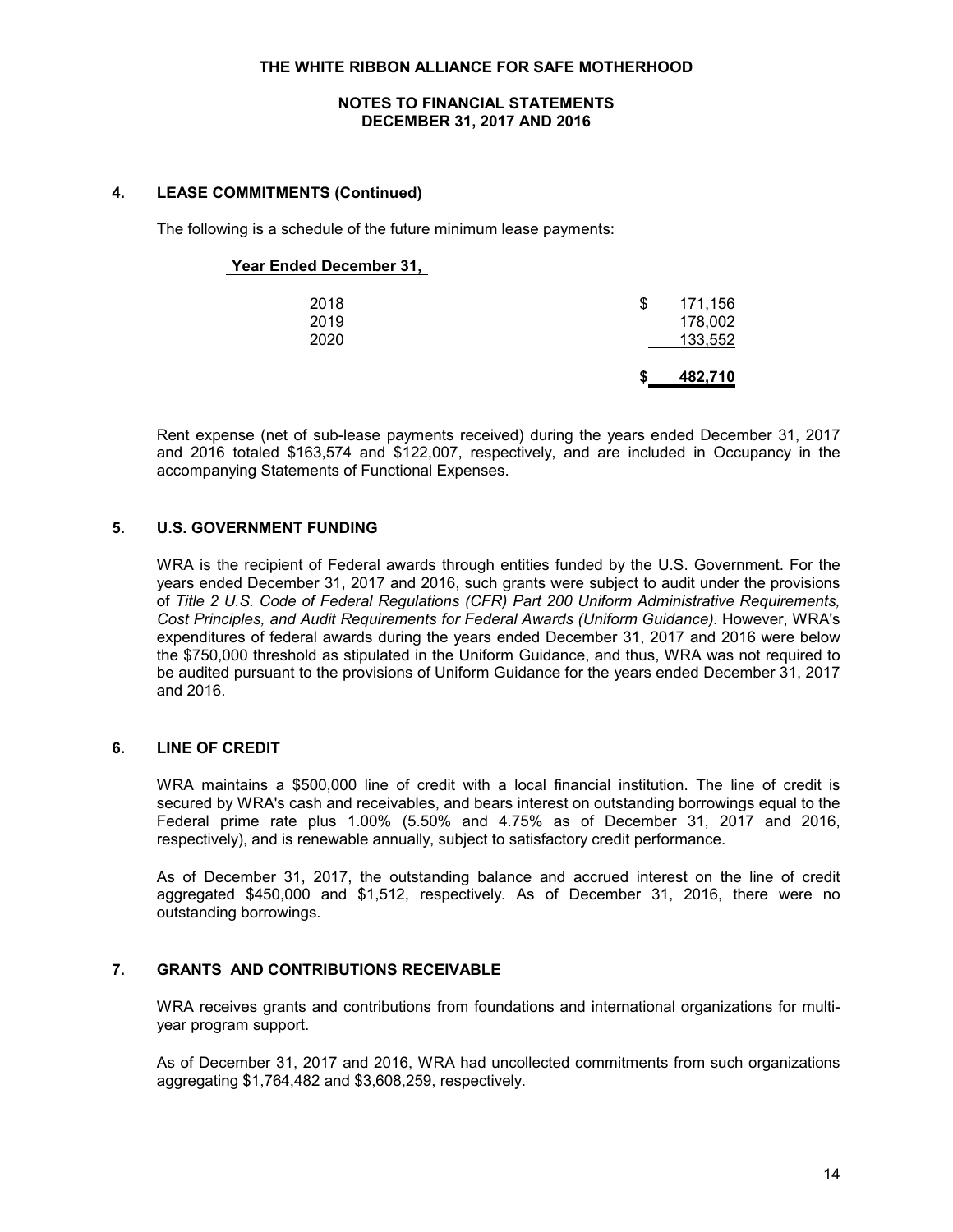## 4. LEASE COMMITMENTS (Continued)

The following is a schedule of the future minimum lease payments:

| Year Ended December 31, | |
|---|---|
| 2018 | $ 171,156 |
| 2019 | 178,002 |
| 2020 | 133,552 |
| | **$ 482,710** |

Rent expense (net of sub-lease payments received) during the years ended December 31, 2017 and 2016 totaled $163,574 and $122,007, respectively, and are included in Occupancy in the accompanying Statements of Functional Expenses.

## 5. U.S. GOVERNMENT FUNDING

WRA is the recipient of Federal awards through entities funded by the U.S. Government. For the years ended December 31, 2017 and 2016, such grants were subject to audit under the provisions of *Title 2 U.S. Code of Federal Regulations (CFR) Part 200 Uniform Administrative Requirements, Cost Principles, and Audit Requirements for Federal Awards (Uniform Guidance).* However, WRA's expenditures of federal awards during the years ended December 31, 2017 and 2016 were below the $750,000 threshold as stipulated in the Uniform Guidance, and thus, WRA was not required to be audited pursuant to the provisions of Uniform Guidance for the years ended December 31, 2017 and 2016.

## 6. LINE OF CREDIT

WRA maintains a $500,000 line of credit with a local financial institution. The line of credit is secured by WRA's cash and receivables, and bears interest on outstanding borrowings equal to the Federal prime rate plus 1.00% (5.50% and 4.75% as of December 31, 2017 and 2016, respectively), and is renewable annually, subject to satisfactory credit performance.

As of December 31, 2017, the outstanding balance and accrued interest on the line of credit aggregated $450,000 and $1,512, respectively. As of December 31, 2016, there were no outstanding borrowings.

## 7. GRANTS AND CONTRIBUTIONS RECEIVABLE

WRA receives grants and contributions from foundations and international organizations for multi-year program support.

As of December 31, 2017 and 2016, WRA had uncollected commitments from such organizations aggregating $1,764,482 and $3,608,259, respectively.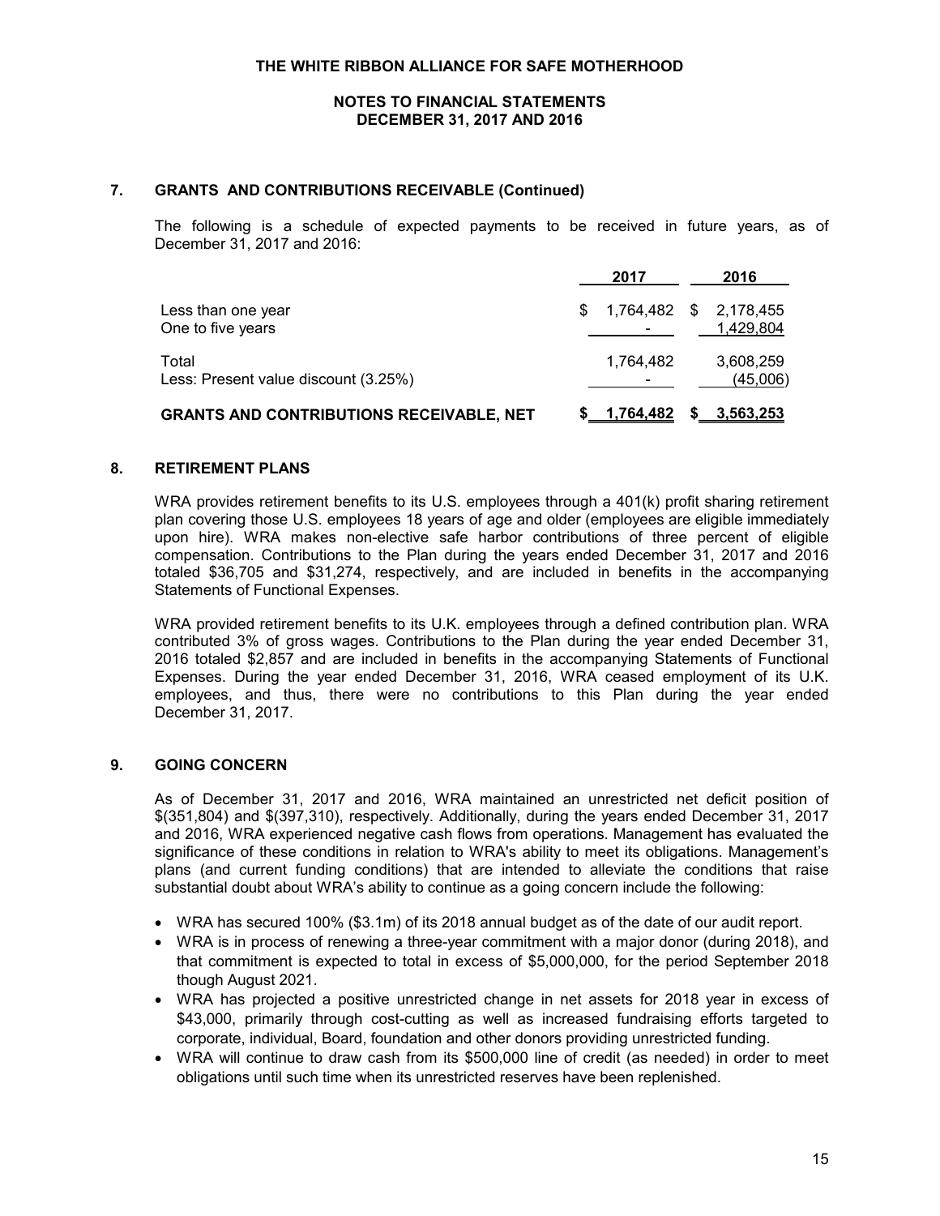**THE WHITE RIBBON ALLIANCE FOR SAFE MOTHERHOOD**

**NOTES TO FINANCIAL STATEMENTS**
**DECEMBER 31, 2017 AND 2016**

## 7. GRANTS AND CONTRIBUTIONS RECEIVABLE (Continued)

The following is a schedule of expected payments to be received in future years, as of December 31, 2017 and 2016:

| | 2017 | 2016 |
|---|---|---|
| Less than one year | $ 1,764,482 | $ 2,178,455 |
| One to five years | - | 1,429,804 |
| Total | 1,764,482 | 3,608,259 |
| Less: Present value discount (3.25%) | - | (45,006) |
| **GRANTS AND CONTRIBUTIONS RECEIVABLE, NET** | **$ 1,764,482** | **$ 3,563,253** |

## 8. RETIREMENT PLANS

WRA provides retirement benefits to its U.S. employees through a 401(k) profit sharing retirement plan covering those U.S. employees 18 years of age and older (employees are eligible immediately upon hire). WRA makes non-elective safe harbor contributions of three percent of eligible compensation. Contributions to the Plan during the years ended December 31, 2017 and 2016 totaled $36,705 and $31,274, respectively, and are included in benefits in the accompanying Statements of Functional Expenses.

WRA provided retirement benefits to its U.K. employees through a defined contribution plan. WRA contributed 3% of gross wages. Contributions to the Plan during the year ended December 31, 2016 totaled $2,857 and are included in benefits in the accompanying Statements of Functional Expenses. During the year ended December 31, 2016, WRA ceased employment of its U.K. employees, and thus, there were no contributions to this Plan during the year ended December 31, 2017.

## 9. GOING CONCERN

As of December 31, 2017 and 2016, WRA maintained an unrestricted net deficit position of $(351,804) and $(397,310), respectively. Additionally, during the years ended December 31, 2017 and 2016, WRA experienced negative cash flows from operations. Management has evaluated the significance of these conditions in relation to WRA's ability to meet its obligations. Management's plans (and current funding conditions) that are intended to alleviate the conditions that raise substantial doubt about WRA's ability to continue as a going concern include the following:

- WRA has secured 100% ($3.1m) of its 2018 annual budget as of the date of our audit report.
- WRA is in process of renewing a three-year commitment with a major donor (during 2018), and that commitment is expected to total in excess of $5,000,000, for the period September 2018 though August 2021.
- WRA has projected a positive unrestricted change in net assets for 2018 year in excess of $43,000, primarily through cost-cutting as well as increased fundraising efforts targeted to corporate, individual, Board, foundation and other donors providing unrestricted funding.
- WRA will continue to draw cash from its $500,000 line of credit (as needed) in order to meet obligations until such time when its unrestricted reserves have been replenished.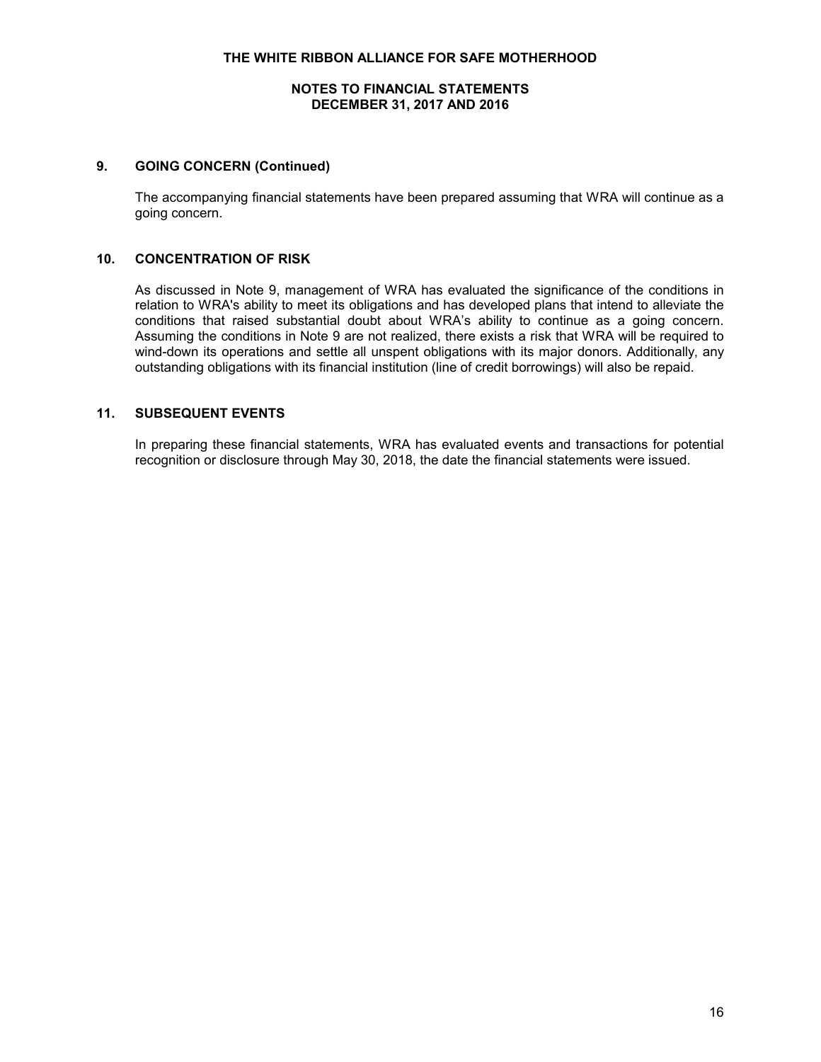**THE WHITE RIBBON ALLIANCE FOR SAFE MOTHERHOOD**

**NOTES TO FINANCIAL STATEMENTS**
**DECEMBER 31, 2017 AND 2016**

## 9. GOING CONCERN (Continued)

The accompanying financial statements have been prepared assuming that WRA will continue as a going concern.

## 10. CONCENTRATION OF RISK

As discussed in Note 9, management of WRA has evaluated the significance of the conditions in relation to WRA's ability to meet its obligations and has developed plans that intend to alleviate the conditions that raised substantial doubt about WRA's ability to continue as a going concern. Assuming the conditions in Note 9 are not realized, there exists a risk that WRA will be required to wind-down its operations and settle all unspent obligations with its major donors. Additionally, any outstanding obligations with its financial institution (line of credit borrowings) will also be repaid.

## 11. SUBSEQUENT EVENTS

In preparing these financial statements, WRA has evaluated events and transactions for potential recognition or disclosure through May 30, 2018, the date the financial statements were issued.